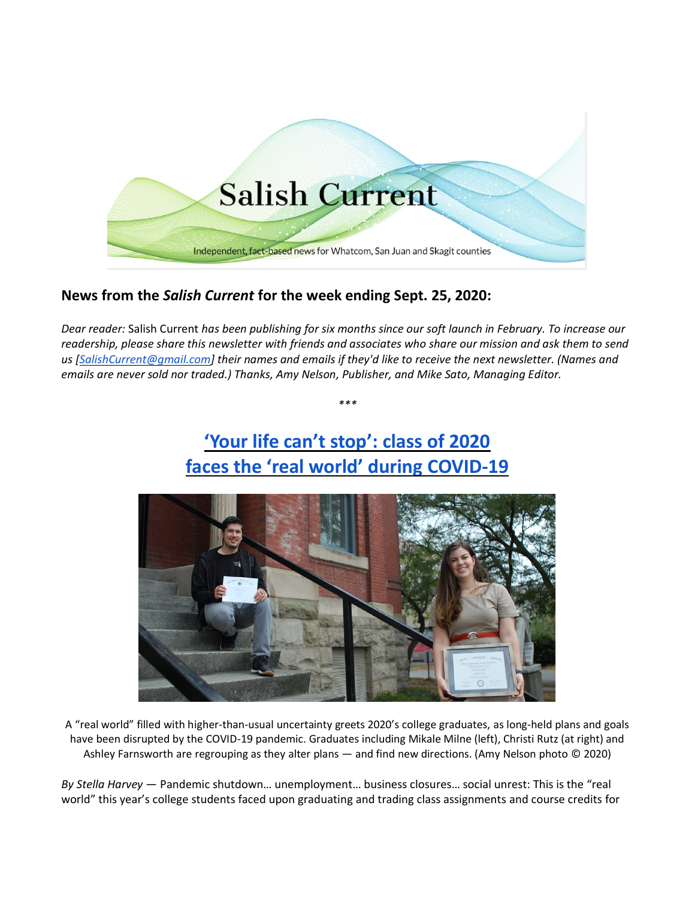Salish Current

Independent, fact-based news for Whatcom, San Juan and Skagit counties

## News from the *Salish Current* for the week ending Sept. 25, 2020:

*Dear reader:* Salish Current *has been publishing for six months since our soft launch in February. To increase our readership, please share this newsletter with friends and associates who share our mission and ask them to send us [SalishCurrent@gmail.com] their names and emails if they'd like to receive the next newsletter. (Names and emails are never sold nor traded.) Thanks, Amy Nelson, Publisher, and Mike Sato, Managing Editor.*

\*\*\*

## 'Your life can't stop': class of 2020 faces the 'real world' during COVID-19

A "real world" filled with higher-than-usual uncertainty greets 2020's college graduates, as long-held plans and goals have been disrupted by the COVID-19 pandemic. Graduates including Mikale Milne (left), Christi Rutz (at right) and Ashley Farnsworth are regrouping as they alter plans — and find new directions. (Amy Nelson photo © 2020)

*By Stella Harvey* — Pandemic shutdown… unemployment… business closures… social unrest: This is the "real world" this year's college students faced upon graduating and trading class assignments and course credits for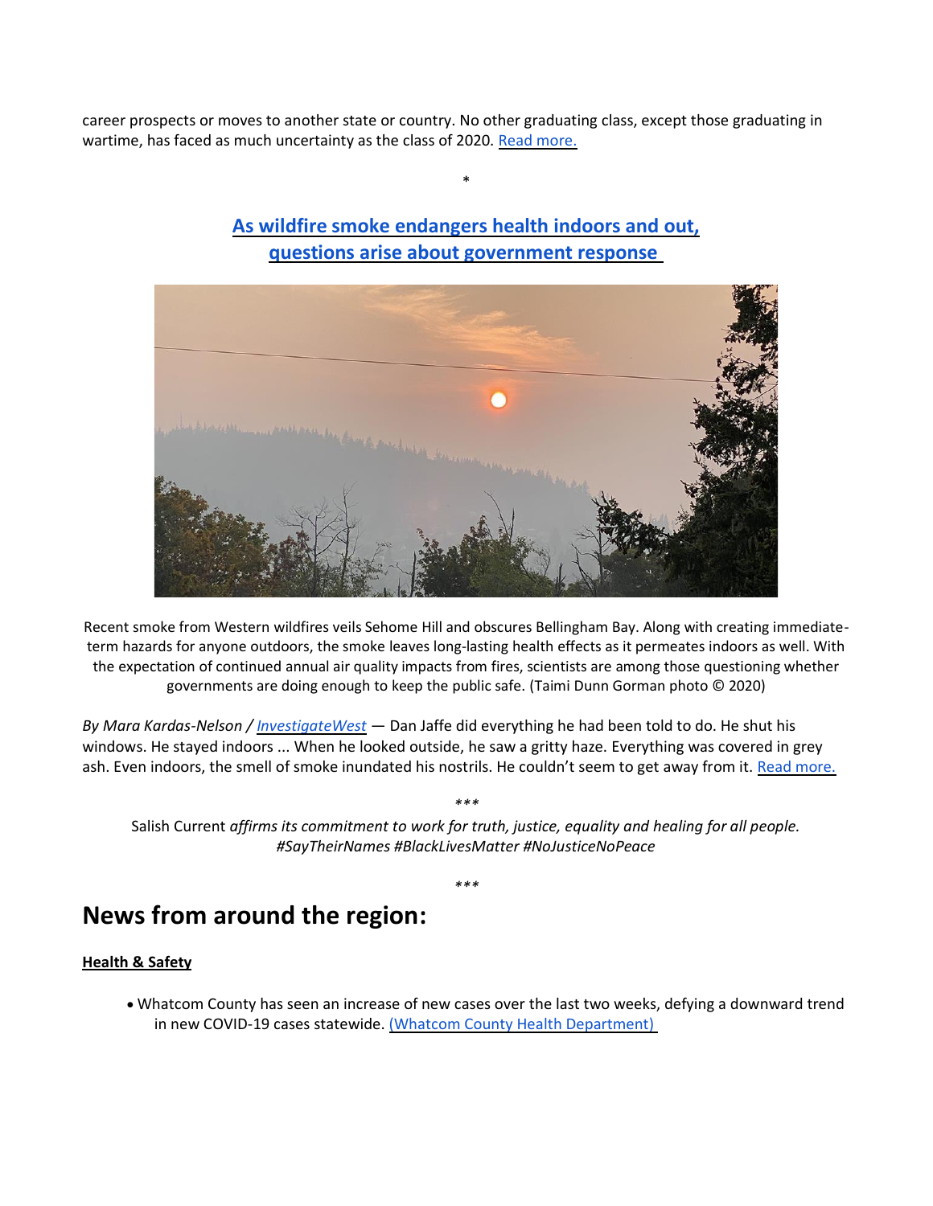career prospects or moves to another state or country. No other graduating class, except those graduating in wartime, has faced as much uncertainty as the class of 2020. Read more.

*

## As wildfire smoke endangers health indoors and out, questions arise about government response

Recent smoke from Western wildfires veils Sehome Hill and obscures Bellingham Bay. Along with creating immediate-term hazards for anyone outdoors, the smoke leaves long-lasting health effects as it permeates indoors as well. With the expectation of continued annual air quality impacts from fires, scientists are among those questioning whether governments are doing enough to keep the public safe. (Taimi Dunn Gorman photo © 2020)

*By Mara Kardas-Nelson / InvestigateWest* — Dan Jaffe did everything he had been told to do. He shut his windows. He stayed indoors ... When he looked outside, he saw a gritty haze. Everything was covered in grey ash. Even indoors, the smell of smoke inundated his nostrils. He couldn't seem to get away from it. Read more.

*\*\**

Salish Current *affirms its commitment to work for truth, justice, equality and healing for all people. #SayTheirNames #BlackLivesMatter #NoJusticeNoPeace*

*\*\**

# News from around the region:

**Health & Safety**

- Whatcom County has seen an increase of new cases over the last two weeks, defying a downward trend in new COVID-19 cases statewide. (Whatcom County Health Department)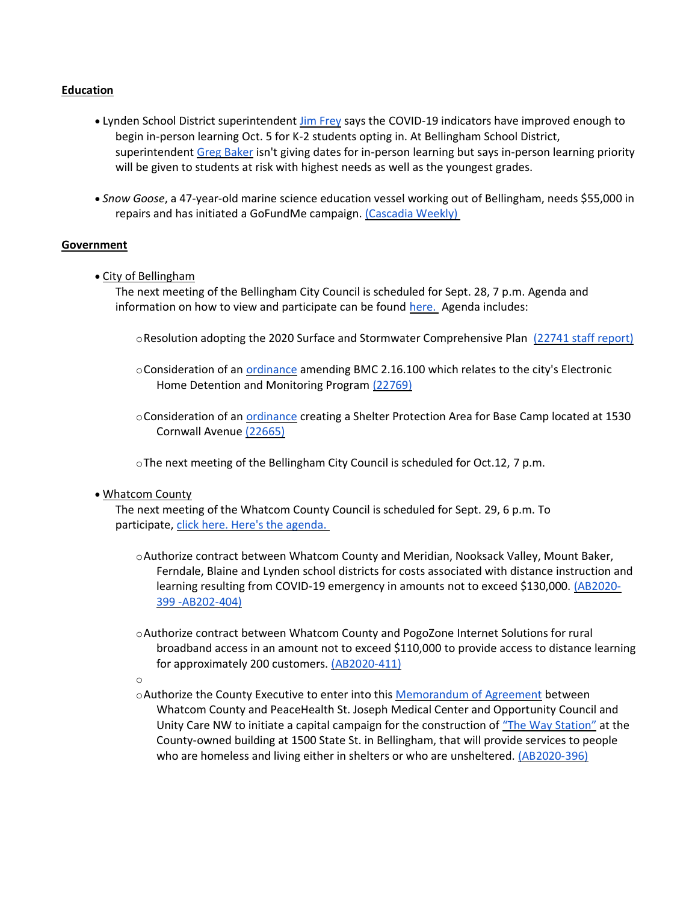**Education**

- Lynden School District superintendent Jim Frey says the COVID-19 indicators have improved enough to begin in-person learning Oct. 5 for K-2 students opting in. At Bellingham School District, superintendent Greg Baker isn't giving dates for in-person learning but says in-person learning priority will be given to students at risk with highest needs as well as the youngest grades.

- *Snow Goose*, a 47-year-old marine science education vessel working out of Bellingham, needs $55,000 in repairs and has initiated a GoFundMe campaign. (Cascadia Weekly)

**Government**

- City of Bellingham
  The next meeting of the Bellingham City Council is scheduled for Sept. 28, 7 p.m. Agenda and information on how to view and participate can be found here. Agenda includes:
  - Resolution adopting the 2020 Surface and Stormwater Comprehensive Plan (22741 staff report)
  - Consideration of an ordinance amending BMC 2.16.100 which relates to the city's Electronic Home Detention and Monitoring Program (22769)
  - Consideration of an ordinance creating a Shelter Protection Area for Base Camp located at 1530 Cornwall Avenue (22665)
  - The next meeting of the Bellingham City Council is scheduled for Oct.12, 7 p.m.

- Whatcom County
  The next meeting of the Whatcom County Council is scheduled for Sept. 29, 6 p.m. To participate, click here. Here's the agenda.
  - Authorize contract between Whatcom County and Meridian, Nooksack Valley, Mount Baker, Ferndale, Blaine and Lynden school districts for costs associated with distance instruction and learning resulting from COVID-19 emergency in amounts not to exceed $130,000. (AB2020-399 -AB202-404)
  - Authorize contract between Whatcom County and PogoZone Internet Solutions for rural broadband access in an amount not to exceed $110,000 to provide access to distance learning for approximately 200 customers. (AB2020-411)
  - Authorize the County Executive to enter into this Memorandum of Agreement between Whatcom County and PeaceHealth St. Joseph Medical Center and Opportunity Council and Unity Care NW to initiate a capital campaign for the construction of "The Way Station" at the County-owned building at 1500 State St. in Bellingham, that will provide services to people who are homeless and living either in shelters or who are unsheltered. (AB2020-396)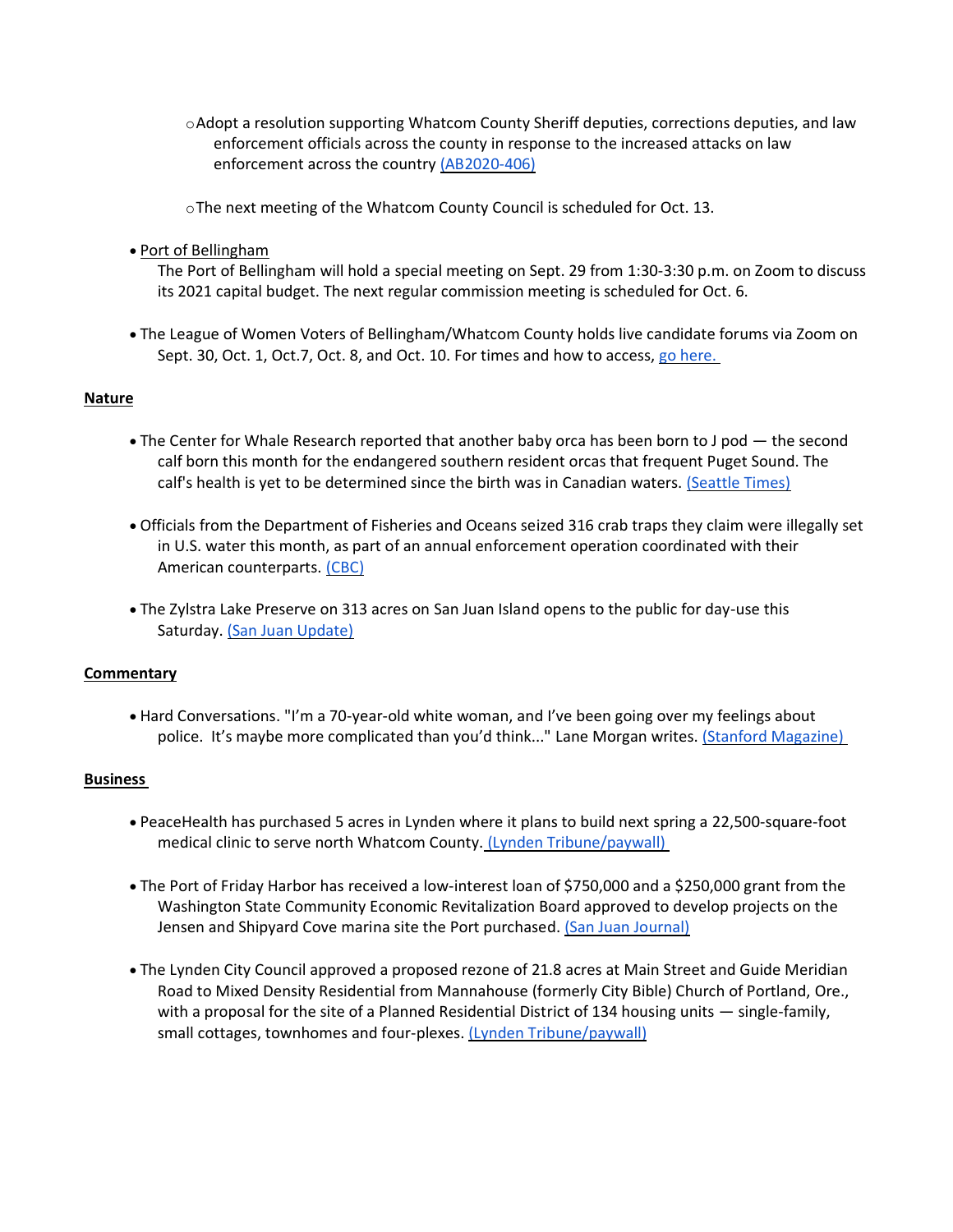- Adopt a resolution supporting Whatcom County Sheriff deputies, corrections deputies, and law enforcement officials across the county in response to the increased attacks on law enforcement across the country (AB2020-406)

  - The next meeting of the Whatcom County Council is scheduled for Oct. 13.

- Port of Bellingham
  The Port of Bellingham will hold a special meeting on Sept. 29 from 1:30-3:30 p.m. on Zoom to discuss its 2021 capital budget. The next regular commission meeting is scheduled for Oct. 6.

- The League of Women Voters of Bellingham/Whatcom County holds live candidate forums via Zoom on Sept. 30, Oct. 1, Oct.7, Oct. 8, and Oct. 10. For times and how to access, go here.

**Nature**

- The Center for Whale Research reported that another baby orca has been born to J pod — the second calf born this month for the endangered southern resident orcas that frequent Puget Sound. The calf's health is yet to be determined since the birth was in Canadian waters. (Seattle Times)

- Officials from the Department of Fisheries and Oceans seized 316 crab traps they claim were illegally set in U.S. water this month, as part of an annual enforcement operation coordinated with their American counterparts. (CBC)

- The Zylstra Lake Preserve on 313 acres on San Juan Island opens to the public for day-use this Saturday. (San Juan Update)

**Commentary**

- Hard Conversations. "I'm a 70-year-old white woman, and I've been going over my feelings about police. It's maybe more complicated than you'd think..." Lane Morgan writes. (Stanford Magazine)

**Business**

- PeaceHealth has purchased 5 acres in Lynden where it plans to build next spring a 22,500-square-foot medical clinic to serve north Whatcom County. (Lynden Tribune/paywall)

- The Port of Friday Harbor has received a low-interest loan of $750,000 and a $250,000 grant from the Washington State Community Economic Revitalization Board approved to develop projects on the Jensen and Shipyard Cove marina site the Port purchased. (San Juan Journal)

- The Lynden City Council approved a proposed rezone of 21.8 acres at Main Street and Guide Meridian Road to Mixed Density Residential from Mannahouse (formerly City Bible) Church of Portland, Ore., with a proposal for the site of a Planned Residential District of 134 housing units — single-family, small cottages, townhomes and four-plexes. (Lynden Tribune/paywall)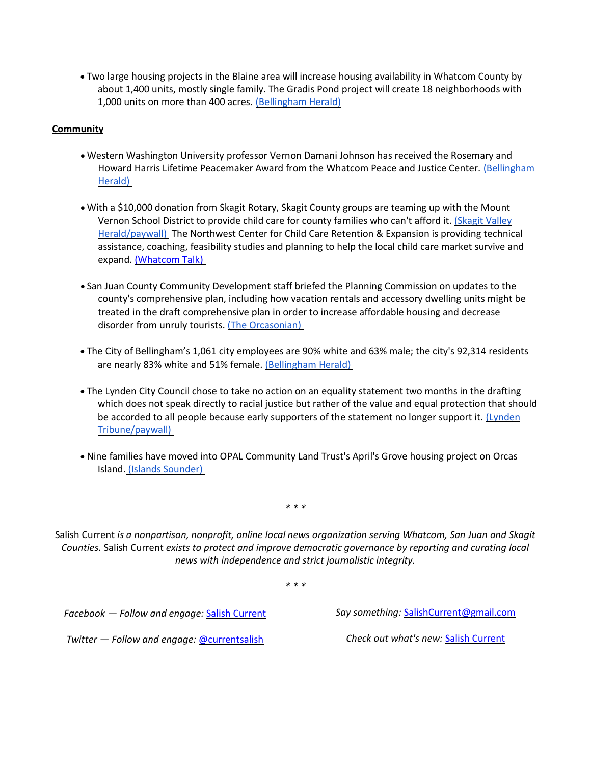- Two large housing projects in the Blaine area will increase housing availability in Whatcom County by about 1,400 units, mostly single family. The Gradis Pond project will create 18 neighborhoods with 1,000 units on more than 400 acres. (Bellingham Herald)

**Community**

- Western Washington University professor Vernon Damani Johnson has received the Rosemary and Howard Harris Lifetime Peacemaker Award from the Whatcom Peace and Justice Center. (Bellingham Herald)

- With a $10,000 donation from Skagit Rotary, Skagit County groups are teaming up with the Mount Vernon School District to provide child care for county families who can't afford it. (Skagit Valley Herald/paywall) The Northwest Center for Child Care Retention & Expansion is providing technical assistance, coaching, feasibility studies and planning to help the local child care market survive and expand. (Whatcom Talk)

- San Juan County Community Development staff briefed the Planning Commission on updates to the county's comprehensive plan, including how vacation rentals and accessory dwelling units might be treated in the draft comprehensive plan in order to increase affordable housing and decrease disorder from unruly tourists. (The Orcasonian)

- The City of Bellingham's 1,061 city employees are 90% white and 63% male; the city's 92,314 residents are nearly 83% white and 51% female. (Bellingham Herald)

- The Lynden City Council chose to take no action on an equality statement two months in the drafting which does not speak directly to racial justice but rather of the value and equal protection that should be accorded to all people because early supporters of the statement no longer support it. (Lynden Tribune/paywall)

- Nine families have moved into OPAL Community Land Trust's April's Grove housing project on Orcas Island. (Islands Sounder)

\* \* \*

Salish Current *is a nonpartisan, nonprofit, online local news organization serving Whatcom, San Juan and Skagit Counties.* Salish Current *exists to protect and improve democratic governance by reporting and curating local news with independence and strict journalistic integrity.*

\* \* \*

*Facebook — Follow and engage:* Salish Current

*Twitter — Follow and engage:* @currentsalish

*Say something:* SalishCurrent@gmail.com

*Check out what's new:* Salish Current